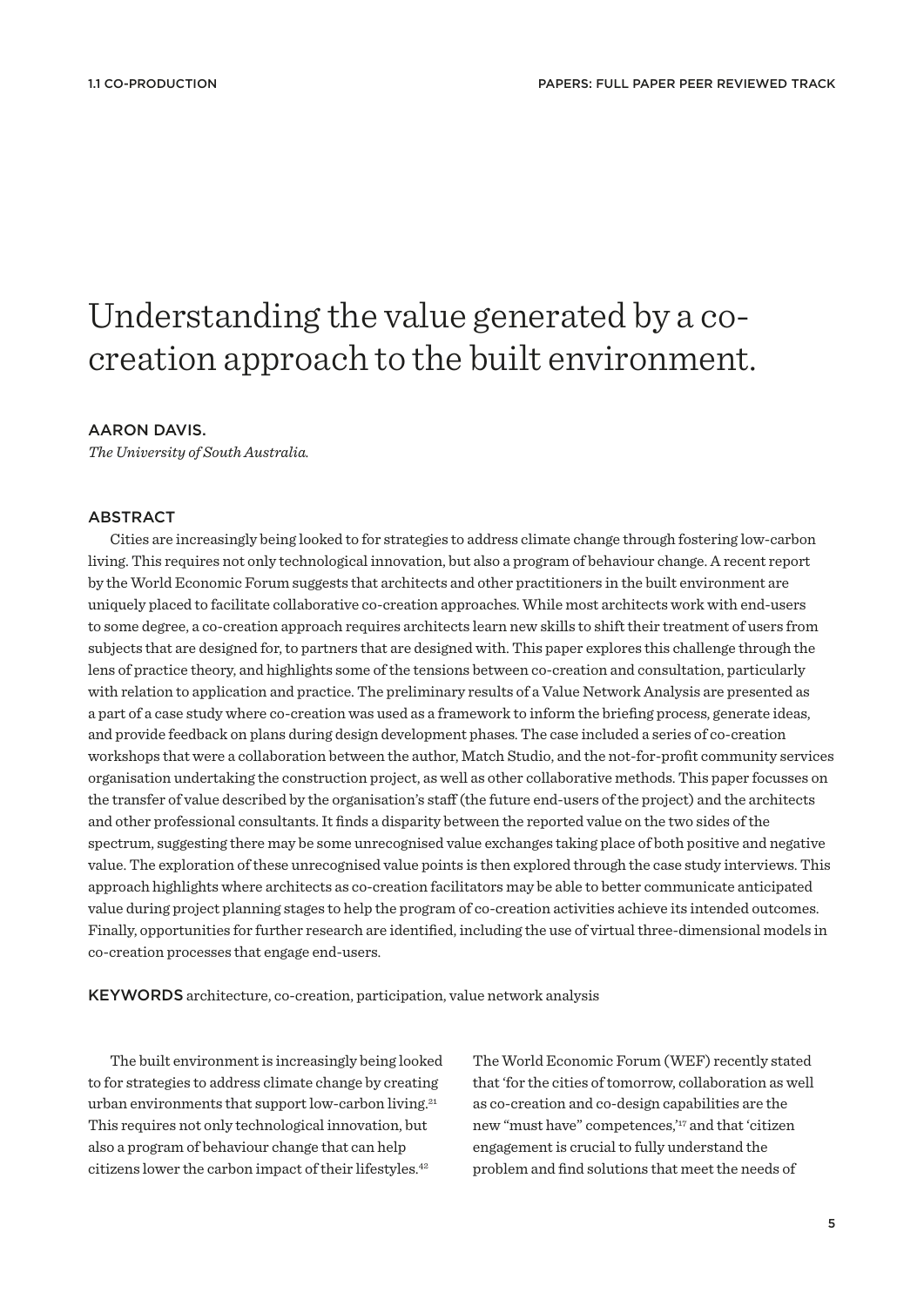# Understanding the value generated by a co-creation approach to the built environment.

**AARON DAVIS.**

*The University of South Australia.*

## ABSTRACT

Cities are increasingly being looked to for strategies to address climate change through fostering low-carbon living. This requires not only technological innovation, but also a program of behaviour change. A recent report by the World Economic Forum suggests that architects and other practitioners in the built environment are uniquely placed to facilitate collaborative co-creation approaches. While most architects work with end-users to some degree, a co-creation approach requires architects learn new skills to shift their treatment of users from subjects that are designed for, to partners that are designed with. This paper explores this challenge through the lens of practice theory, and highlights some of the tensions between co-creation and consultation, particularly with relation to application and practice. The preliminary results of a Value Network Analysis are presented as a part of a case study where co-creation was used as a framework to inform the briefing process, generate ideas, and provide feedback on plans during design development phases. The case included a series of co-creation workshops that were a collaboration between the author, Match Studio, and the not-for-profit community services organisation undertaking the construction project, as well as other collaborative methods. This paper focusses on the transfer of value described by the organisation's staff (the future end-users of the project) and the architects and other professional consultants. It finds a disparity between the reported value on the two sides of the spectrum, suggesting there may be some unrecognised value exchanges taking place of both positive and negative value. The exploration of these unrecognised value points is then explored through the case study interviews. This approach highlights where architects as co-creation facilitators may be able to better communicate anticipated value during project planning stages to help the program of co-creation activities achieve its intended outcomes. Finally, opportunities for further research are identified, including the use of virtual three-dimensional models in co-creation processes that engage end-users.

**KEYWORDS** architecture, co-creation, participation, value network analysis

The built environment is increasingly being looked to for strategies to address climate change by creating urban environments that support low-carbon living.[21] This requires not only technological innovation, but also a program of behaviour change that can help citizens lower the carbon impact of their lifestyles.[42] The World Economic Forum (WEF) recently stated that 'for the cities of tomorrow, collaboration as well as co-creation and co-design capabilities are the new "must have" competences,'[17] and that 'citizen engagement is crucial to fully understand the problem and find solutions that meet the needs of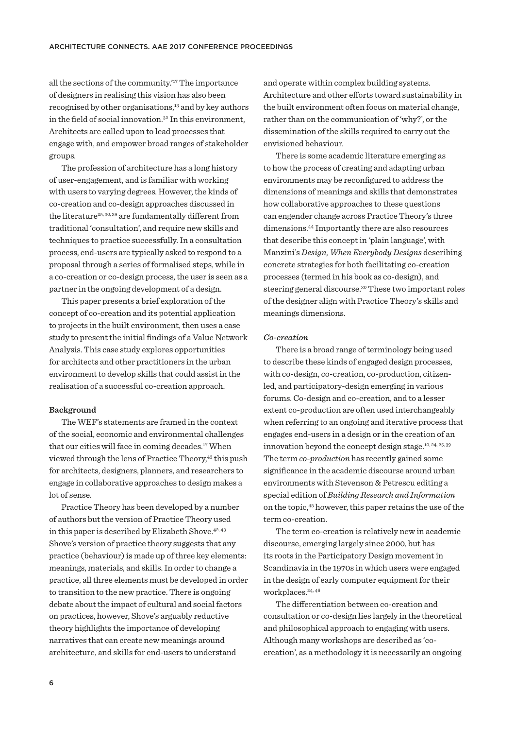all the sections of the community.'[17] The importance of designers in realising this vision has also been recognised by other organisations,[13] and by key authors in the field of social innovation.[32] In this environment, Architects are called upon to lead processes that engage with, and empower broad ranges of stakeholder groups.

The profession of architecture has a long history of user-engagement, and is familiar with working with users to varying degrees. However, the kinds of co-creation and co-design approaches discussed in the literature[25, 30, 39] are fundamentally different from traditional 'consultation', and require new skills and techniques to practice successfully. In a consultation process, end-users are typically asked to respond to a proposal through a series of formalised steps, while in a co-creation or co-design process, the user is seen as a partner in the ongoing development of a design.

This paper presents a brief exploration of the concept of co-creation and its potential application to projects in the built environment, then uses a case study to present the initial findings of a Value Network Analysis. This case study explores opportunities for architects and other practitioners in the urban environment to develop skills that could assist in the realisation of a successful co-creation approach.

**Background**

The WEF's statements are framed in the context of the social, economic and environmental challenges that our cities will face in coming decades.[17] When viewed through the lens of Practice Theory,[43] this push for architects, designers, planners, and researchers to engage in collaborative approaches to design makes a lot of sense.

Practice Theory has been developed by a number of authors but the version of Practice Theory used in this paper is described by Elizabeth Shove.[42, 43] Shove's version of practice theory suggests that any practice (behaviour) is made up of three key elements: meanings, materials, and skills. In order to change a practice, all three elements must be developed in order to transition to the new practice. There is ongoing debate about the impact of cultural and social factors on practices, however, Shove's arguably reductive theory highlights the importance of developing narratives that can create new meanings around architecture, and skills for end-users to understand and operate within complex building systems. Architecture and other efforts toward sustainability in the built environment often focus on material change, rather than on the communication of 'why?', or the dissemination of the skills required to carry out the envisioned behaviour.

There is some academic literature emerging as to how the process of creating and adapting urban environments may be reconfigured to address the dimensions of meanings and skills that demonstrates how collaborative approaches to these questions can engender change across Practice Theory's three dimensions.[44] Importantly there are also resources that describe this concept in 'plain language', with Manzini's *Design, When Everybody Designs* describing concrete strategies for both facilitating co-creation processes (termed in his book as co-design), and steering general discourse.[30] These two important roles of the designer align with Practice Theory's skills and meanings dimensions.

*Co-creation*

There is a broad range of terminology being used to describe these kinds of engaged design processes, with co-design, co-creation, co-production, citizen-led, and participatory-design emerging in various forums. Co-design and co-creation, and to a lesser extent co-production are often used interchangeably when referring to an ongoing and iterative process that engages end-users in a design or in the creation of an innovation beyond the concept design stage.[10, 24, 25, 39] The term *co-production* has recently gained some significance in the academic discourse around urban environments with Stevenson & Petrescu editing a special edition of *Building Research and Information* on the topic,[45] however, this paper retains the use of the term co-creation.

The term co-creation is relatively new in academic discourse, emerging largely since 2000, but has its roots in the Participatory Design movement in Scandinavia in the 1970s in which users were engaged in the design of early computer equipment for their workplaces.[24, 46]

The differentiation between co-creation and consultation or co-design lies largely in the theoretical and philosophical approach to engaging with users. Although many workshops are described as 'co-creation', as a methodology it is necessarily an ongoing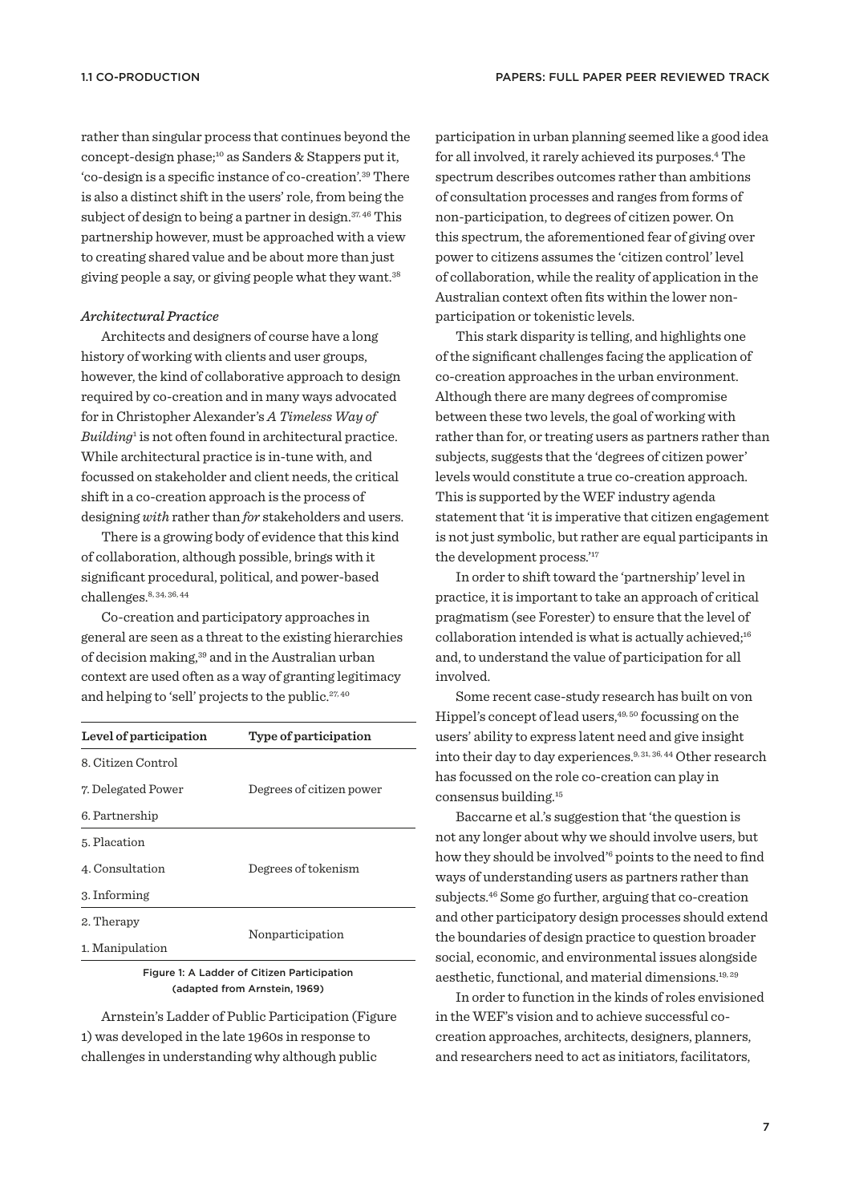rather than singular process that continues beyond the concept-design phase;[10] as Sanders & Stappers put it, 'co-design is a specific instance of co-creation'.[39] There is also a distinct shift in the users' role, from being the subject of design to being a partner in design.[37, 46] This partnership however, must be approached with a view to creating shared value and be about more than just giving people a say, or giving people what they want.[38]

*Architectural Practice*

Architects and designers of course have a long history of working with clients and user groups, however, the kind of collaborative approach to design required by co-creation and in many ways advocated for in Christopher Alexander's *A Timeless Way of Building*[1] is not often found in architectural practice. While architectural practice is in-tune with, and focussed on stakeholder and client needs, the critical shift in a co-creation approach is the process of designing *with* rather than *for* stakeholders and users.

There is a growing body of evidence that this kind of collaboration, although possible, brings with it significant procedural, political, and power-based challenges.[8, 34, 36, 44]

Co-creation and participatory approaches in general are seen as a threat to the existing hierarchies of decision making,[39] and in the Australian urban context are used often as a way of granting legitimacy and helping to 'sell' projects to the public.[27, 40]

| Level of participation | Type of participation |
|---|---|
| 8. Citizen Control | Degrees of citizen power |
| 7. Delegated Power | |
| 6. Partnership | |
| 5. Placation | Degrees of tokenism |
| 4. Consultation | |
| 3. Informing | |
| 2. Therapy | Nonparticipation |
| 1. Manipulation | |

Figure 1: A Ladder of Citizen Participation (adapted from Arnstein, 1969)

Arnstein's Ladder of Public Participation (Figure 1) was developed in the late 1960s in response to challenges in understanding why although public participation in urban planning seemed like a good idea for all involved, it rarely achieved its purposes.[4] The spectrum describes outcomes rather than ambitions of consultation processes and ranges from forms of non-participation, to degrees of citizen power. On this spectrum, the aforementioned fear of giving over power to citizens assumes the 'citizen control' level of collaboration, while the reality of application in the Australian context often fits within the lower non-participation or tokenistic levels.

This stark disparity is telling, and highlights one of the significant challenges facing the application of co-creation approaches in the urban environment. Although there are many degrees of compromise between these two levels, the goal of working with rather than for, or treating users as partners rather than subjects, suggests that the 'degrees of citizen power' levels would constitute a true co-creation approach. This is supported by the WEF industry agenda statement that 'it is imperative that citizen engagement is not just symbolic, but rather are equal participants in the development process.'[17]

In order to shift toward the 'partnership' level in practice, it is important to take an approach of critical pragmatism (see Forester) to ensure that the level of collaboration intended is what is actually achieved;[16] and, to understand the value of participation for all involved.

Some recent case-study research has built on von Hippel's concept of lead users,[49, 50] focussing on the users' ability to express latent need and give insight into their day to day experiences.[9, 31, 36, 44] Other research has focussed on the role co-creation can play in consensus building.[15]

Baccarne et al.'s suggestion that 'the question is not any longer about why we should involve users, but how they should be involved'[6] points to the need to find ways of understanding users as partners rather than subjects.[46] Some go further, arguing that co-creation and other participatory design processes should extend the boundaries of design practice to question broader social, economic, and environmental issues alongside aesthetic, functional, and material dimensions.[19, 29]

In order to function in the kinds of roles envisioned in the WEF's vision and to achieve successful co-creation approaches, architects, designers, planners, and researchers need to act as initiators, facilitators,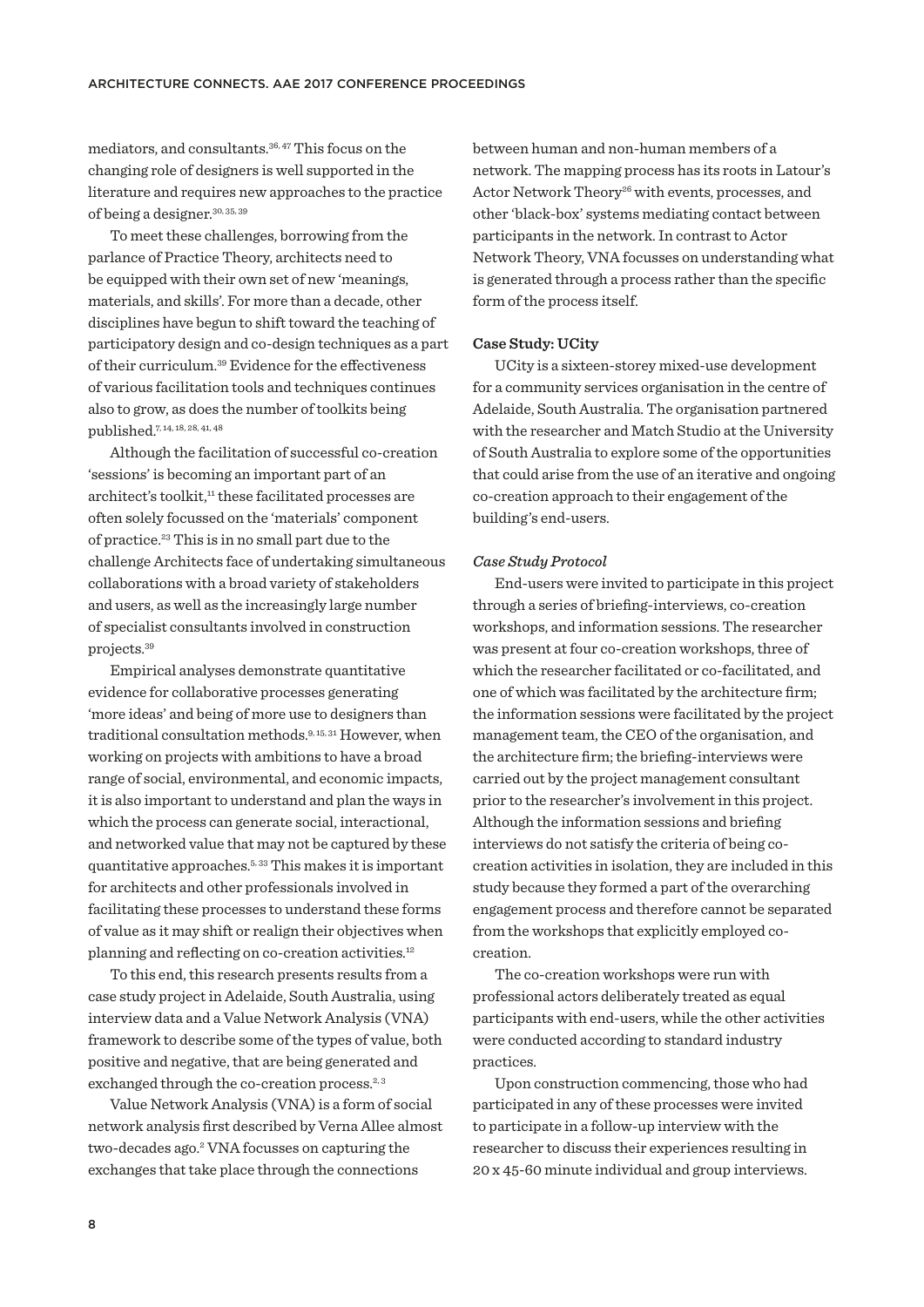mediators, and consultants.[36, 47] This focus on the changing role of designers is well supported in the literature and requires new approaches to the practice of being a designer.[30, 35, 39]

To meet these challenges, borrowing from the parlance of Practice Theory, architects need to be equipped with their own set of new 'meanings, materials, and skills'. For more than a decade, other disciplines have begun to shift toward the teaching of participatory design and co-design techniques as a part of their curriculum.[39] Evidence for the effectiveness of various facilitation tools and techniques continues also to grow, as does the number of toolkits being published.[7, 14, 18, 28, 41, 48]

Although the facilitation of successful co-creation 'sessions' is becoming an important part of an architect's toolkit,[11] these facilitated processes are often solely focussed on the 'materials' component of practice.[23] This is in no small part due to the challenge Architects face of undertaking simultaneous collaborations with a broad variety of stakeholders and users, as well as the increasingly large number of specialist consultants involved in construction projects.[39]

Empirical analyses demonstrate quantitative evidence for collaborative processes generating 'more ideas' and being of more use to designers than traditional consultation methods.[9, 15, 31] However, when working on projects with ambitions to have a broad range of social, environmental, and economic impacts, it is also important to understand and plan the ways in which the process can generate social, interactional, and networked value that may not be captured by these quantitative approaches.[5, 33] This makes it is important for architects and other professionals involved in facilitating these processes to understand these forms of value as it may shift or realign their objectives when planning and reflecting on co-creation activities.[12]

To this end, this research presents results from a case study project in Adelaide, South Australia, using interview data and a Value Network Analysis (VNA) framework to describe some of the types of value, both positive and negative, that are being generated and exchanged through the co-creation process.[2, 3]

Value Network Analysis (VNA) is a form of social network analysis first described by Verna Allee almost two-decades ago.[2] VNA focusses on capturing the exchanges that take place through the connections between human and non-human members of a network. The mapping process has its roots in Latour's Actor Network Theory[26] with events, processes, and other 'black-box' systems mediating contact between participants in the network. In contrast to Actor Network Theory, VNA focusses on understanding what is generated through a process rather than the specific form of the process itself.

### Case Study: UCity

UCity is a sixteen-storey mixed-use development for a community services organisation in the centre of Adelaide, South Australia. The organisation partnered with the researcher and Match Studio at the University of South Australia to explore some of the opportunities that could arise from the use of an iterative and ongoing co-creation approach to their engagement of the building's end-users.

#### *Case Study Protocol*

End-users were invited to participate in this project through a series of briefing-interviews, co-creation workshops, and information sessions. The researcher was present at four co-creation workshops, three of which the researcher facilitated or co-facilitated, and one of which was facilitated by the architecture firm; the information sessions were facilitated by the project management team, the CEO of the organisation, and the architecture firm; the briefing-interviews were carried out by the project management consultant prior to the researcher's involvement in this project. Although the information sessions and briefing interviews do not satisfy the criteria of being co-creation activities in isolation, they are included in this study because they formed a part of the overarching engagement process and therefore cannot be separated from the workshops that explicitly employed co-creation.

The co-creation workshops were run with professional actors deliberately treated as equal participants with end-users, while the other activities were conducted according to standard industry practices.

Upon construction commencing, those who had participated in any of these processes were invited to participate in a follow-up interview with the researcher to discuss their experiences resulting in 20 x 45-60 minute individual and group interviews.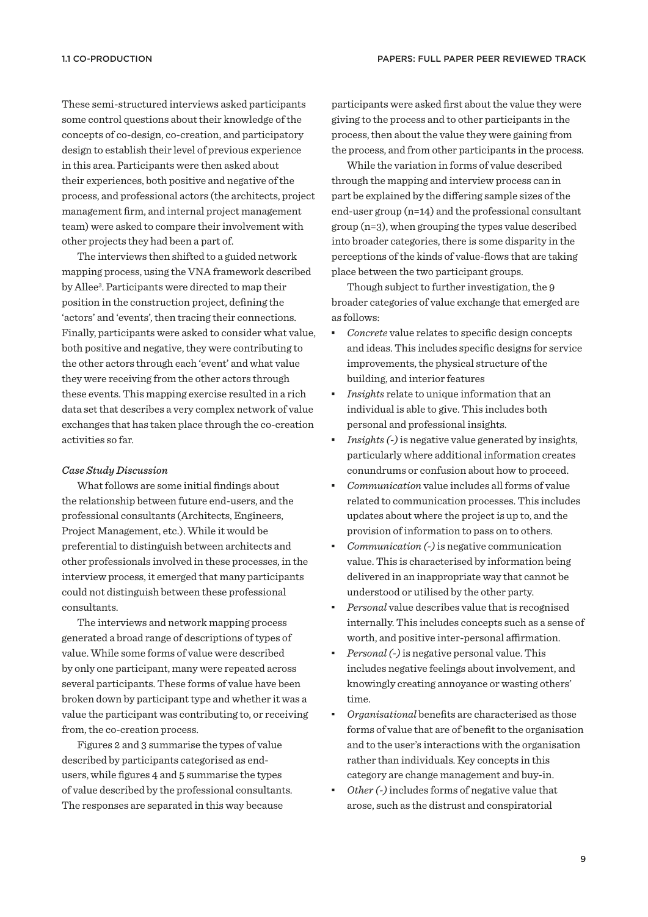These semi-structured interviews asked participants some control questions about their knowledge of the concepts of co-design, co-creation, and participatory design to establish their level of previous experience in this area. Participants were then asked about their experiences, both positive and negative of the process, and professional actors (the architects, project management firm, and internal project management team) were asked to compare their involvement with other projects they had been a part of.

The interviews then shifted to a guided network mapping process, using the VNA framework described by Allee[3]. Participants were directed to map their position in the construction project, defining the 'actors' and 'events', then tracing their connections. Finally, participants were asked to consider what value, both positive and negative, they were contributing to the other actors through each 'event' and what value they were receiving from the other actors through these events. This mapping exercise resulted in a rich data set that describes a very complex network of value exchanges that has taken place through the co-creation activities so far.

*Case Study Discussion*

What follows are some initial findings about the relationship between future end-users, and the professional consultants (Architects, Engineers, Project Management, etc.). While it would be preferential to distinguish between architects and other professionals involved in these processes, in the interview process, it emerged that many participants could not distinguish between these professional consultants.

The interviews and network mapping process generated a broad range of descriptions of types of value. While some forms of value were described by only one participant, many were repeated across several participants. These forms of value have been broken down by participant type and whether it was a value the participant was contributing to, or receiving from, the co-creation process.

Figures 2 and 3 summarise the types of value described by participants categorised as end-users, while figures 4 and 5 summarise the types of value described by the professional consultants. The responses are separated in this way because participants were asked first about the value they were giving to the process and to other participants in the process, then about the value they were gaining from the process, and from other participants in the process.

While the variation in forms of value described through the mapping and interview process can in part be explained by the differing sample sizes of the end-user group (n=14) and the professional consultant group (n=3), when grouping the types value described into broader categories, there is some disparity in the perceptions of the kinds of value-flows that are taking place between the two participant groups.

Though subject to further investigation, the 9 broader categories of value exchange that emerged are as follows:

- *Concrete* value relates to specific design concepts and ideas. This includes specific designs for service improvements, the physical structure of the building, and interior features
- *Insights* relate to unique information that an individual is able to give. This includes both personal and professional insights.
- *Insights (-)* is negative value generated by insights, particularly where additional information creates conundrums or confusion about how to proceed.
- *Communication* value includes all forms of value related to communication processes. This includes updates about where the project is up to, and the provision of information to pass on to others.
- *Communication (-)* is negative communication value. This is characterised by information being delivered in an inappropriate way that cannot be understood or utilised by the other party.
- *Personal* value describes value that is recognised internally. This includes concepts such as a sense of worth, and positive inter-personal affirmation.
- *Personal (-)* is negative personal value. This includes negative feelings about involvement, and knowingly creating annoyance or wasting others' time.
- *Organisational* benefits are characterised as those forms of value that are of benefit to the organisation and to the user's interactions with the organisation rather than individuals. Key concepts in this category are change management and buy-in.
- *Other (-)* includes forms of negative value that arose, such as the distrust and conspiratorial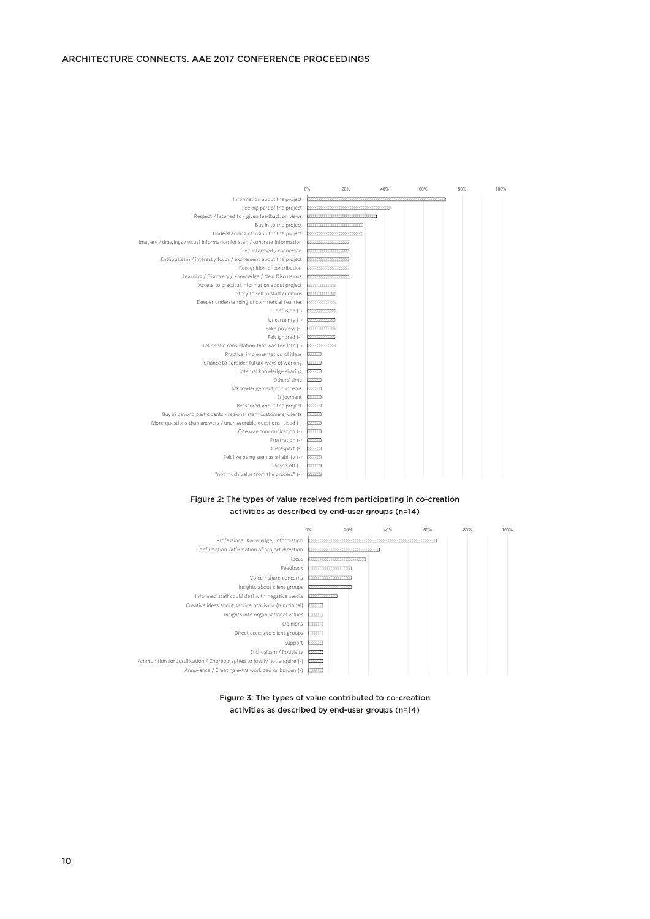| | 0% | 20% | 40% | 60% | 80% | 100% |
|---|---|---|---|---|---|---|
| Information about the project | | | | | | |
| Feeling part of the project | | | | | | |
| Respect / listened to / given feedback on views | | | | | | |
| Buy in to the project | | | | | | |
| Understanding of vision for the project | | | | | | |
| Imagery / drawings / visual information for staff / concrete information | | | | | | |
| Felt informed / connected | | | | | | |
| Enthousiasm / interest / focus / excitement about the project | | | | | | |
| Recognition of contribution | | | | | | |
| Learning / Discovery / Knowledge / New Discussions | | | | | | |
| Access to practical information about project | | | | | | |
| Story to sell to staff / comms | | | | | | |
| Deeper understanding of commercial realities | | | | | | |
| Confusion (-) | | | | | | |
| Uncertainty (-) | | | | | | |
| Fake process (-) | | | | | | |
| Felt ignored (-) | | | | | | |
| Tokenistic consultation that was too late (-) | | | | | | |
| Practical implementation of ideas | | | | | | |
| Chance to consider future ways of working | | | | | | |
| Internal knowledge sharing | | | | | | |
| Others' time | | | | | | |
| Acknowledgement of concerns | | | | | | |
| Enjoyment | | | | | | |
| Reassured about the project | | | | | | |
| Buy in beyond participants - regional staff, customers, clients | | | | | | |
| More questions than answers / unanswerable questions raised (-) | | | | | | |
| One way communication (-) | | | | | | |
| Frustration (-) | | | | | | |
| Disrespect (-) | | | | | | |
| Felt like being seen as a liability (-) | | | | | | |
| Pissed off (-) | | | | | | |
| "not much value from the process" (-) | | | | | | |

Figure 2: The types of value received from participating in co-creation activities as described by end-user groups (n=14)

| | 0% | 20% | 40% | 60% | 80% | 100% |
|---|---|---|---|---|---|---|
| Professional Knowledge, Information | | | | | | |
| Confirmation /affirmation of project direction | | | | | | |
| Ideas | | | | | | |
| Feedback | | | | | | |
| Voice / share concerns | | | | | | |
| Insights about client groups | | | | | | |
| Informed staff could deal with negative media | | | | | | |
| Creative ideas about service provision (functional) | | | | | | |
| Insights into organisational values | | | | | | |
| Opinions | | | | | | |
| Direct access to client groups | | | | | | |
| Support | | | | | | |
| Enthusiasm / Positivity | | | | | | |
| Ammunition for Justification / Choreographed to justify not enquire (-) | | | | | | |
| Annoyance / Creating extra workload or burden (-) | | | | | | |

Figure 3: The types of value contributed to co-creation activities as described by end-user groups (n=14)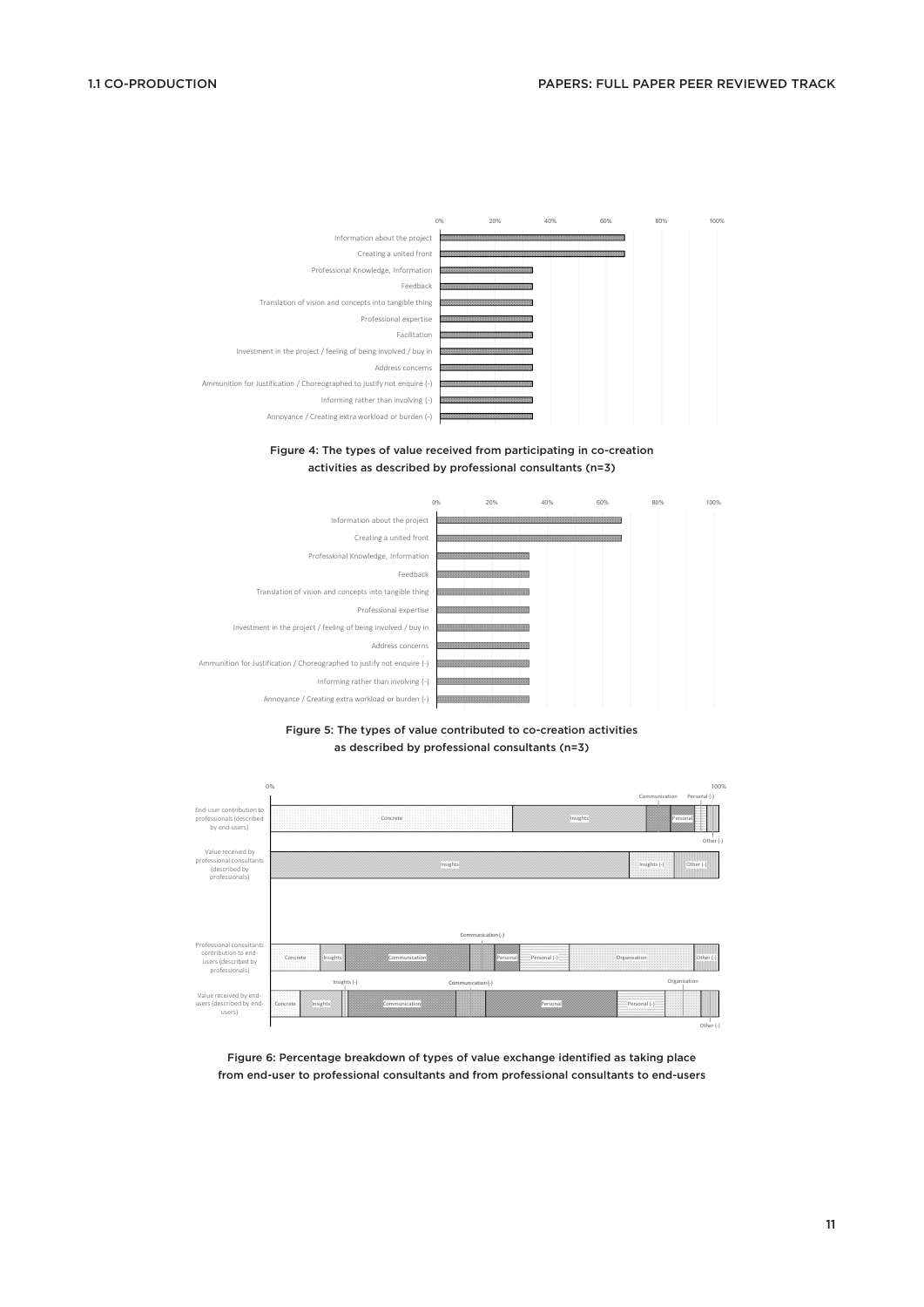Figure 4: The types of value received from participating in co-creation activities as described by professional consultants (n=3)

Figure 5: The types of value contributed to co-creation activities as described by professional consultants (n=3)

Figure 6: Percentage breakdown of types of value exchange identified as taking place from end-user to professional consultants and from professional consultants to end-users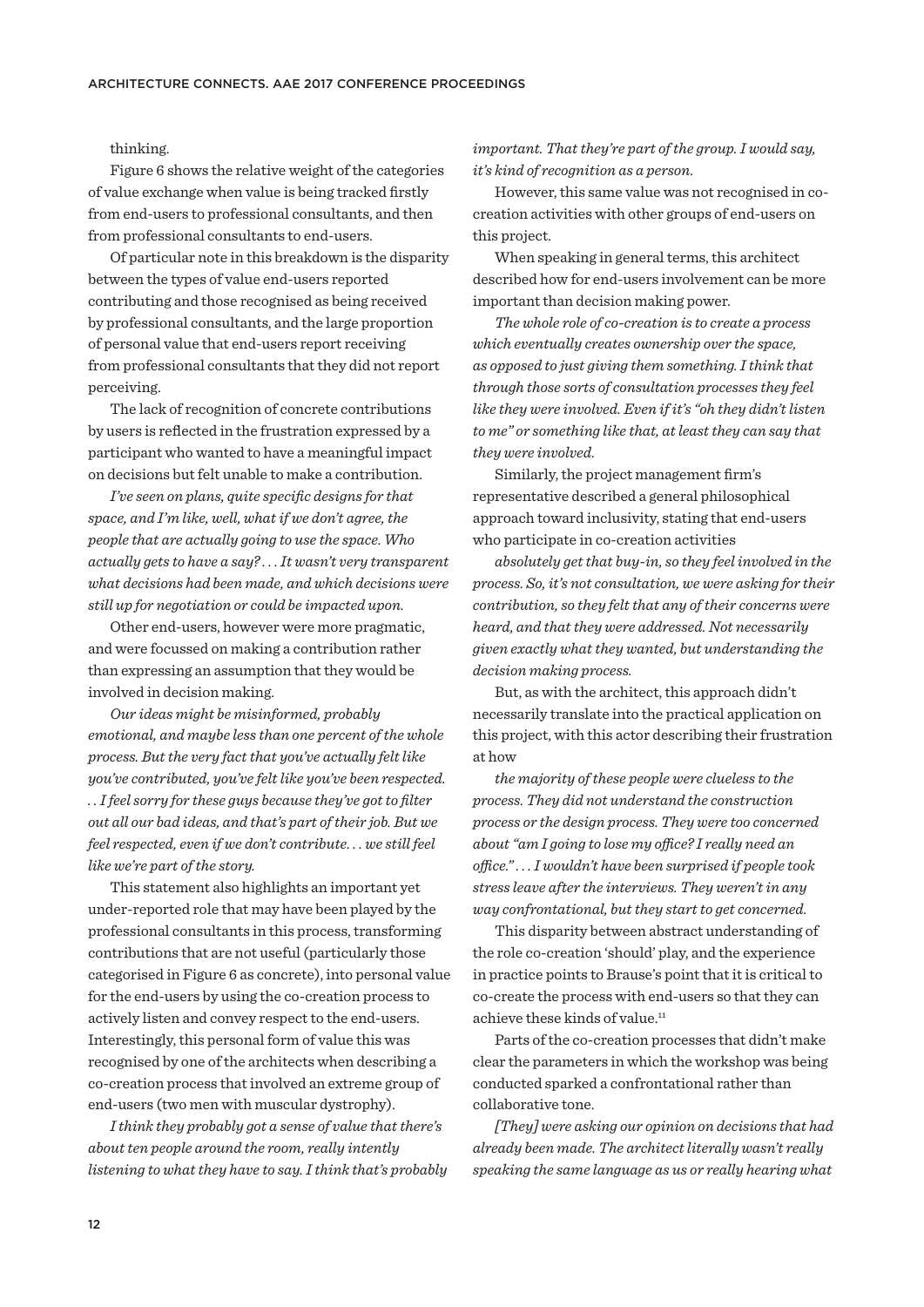thinking.

Figure 6 shows the relative weight of the categories of value exchange when value is being tracked firstly from end-users to professional consultants, and then from professional consultants to end-users.

Of particular note in this breakdown is the disparity between the types of value end-users reported contributing and those recognised as being received by professional consultants, and the large proportion of personal value that end-users report receiving from professional consultants that they did not report perceiving.

The lack of recognition of concrete contributions by users is reflected in the frustration expressed by a participant who wanted to have a meaningful impact on decisions but felt unable to make a contribution.

*I've seen on plans, quite specific designs for that space, and I'm like, well, what if we don't agree, the people that are actually going to use the space. Who actually gets to have a say? . . . It wasn't very transparent what decisions had been made, and which decisions were still up for negotiation or could be impacted upon.*

Other end-users, however were more pragmatic, and were focussed on making a contribution rather than expressing an assumption that they would be involved in decision making.

*Our ideas might be misinformed, probably emotional, and maybe less than one percent of the whole process. But the very fact that you've actually felt like you've contributed, you've felt like you've been respected. . . I feel sorry for these guys because they've got to filter out all our bad ideas, and that's part of their job. But we feel respected, even if we don't contribute. . . we still feel like we're part of the story.*

This statement also highlights an important yet under-reported role that may have been played by the professional consultants in this process, transforming contributions that are not useful (particularly those categorised in Figure 6 as concrete), into personal value for the end-users by using the co-creation process to actively listen and convey respect to the end-users. Interestingly, this personal form of value this was recognised by one of the architects when describing a co-creation process that involved an extreme group of end-users (two men with muscular dystrophy).

*I think they probably got a sense of value that there's about ten people around the room, really intently listening to what they have to say. I think that's probably important. That they're part of the group. I would say, it's kind of recognition as a person.*

However, this same value was not recognised in co-creation activities with other groups of end-users on this project.

When speaking in general terms, this architect described how for end-users involvement can be more important than decision making power.

*The whole role of co-creation is to create a process which eventually creates ownership over the space, as opposed to just giving them something. I think that through those sorts of consultation processes they feel like they were involved. Even if it's "oh they didn't listen to me" or something like that, at least they can say that they were involved.*

Similarly, the project management firm's representative described a general philosophical approach toward inclusivity, stating that end-users who participate in co-creation activities

*absolutely get that buy-in, so they feel involved in the process. So, it's not consultation, we were asking for their contribution, so they felt that any of their concerns were heard, and that they were addressed. Not necessarily given exactly what they wanted, but understanding the decision making process.*

But, as with the architect, this approach didn't necessarily translate into the practical application on this project, with this actor describing their frustration at how

*the majority of these people were clueless to the process. They did not understand the construction process or the design process. They were too concerned about "am I going to lose my office? I really need an office." . . . I wouldn't have been surprised if people took stress leave after the interviews. They weren't in any way confrontational, but they start to get concerned.*

This disparity between abstract understanding of the role co-creation 'should' play, and the experience in practice points to Brause's point that it is critical to co-create the process with end-users so that they can achieve these kinds of value.[11]

Parts of the co-creation processes that didn't make clear the parameters in which the workshop was being conducted sparked a confrontational rather than collaborative tone.

*[They] were asking our opinion on decisions that had already been made. The architect literally wasn't really speaking the same language as us or really hearing what*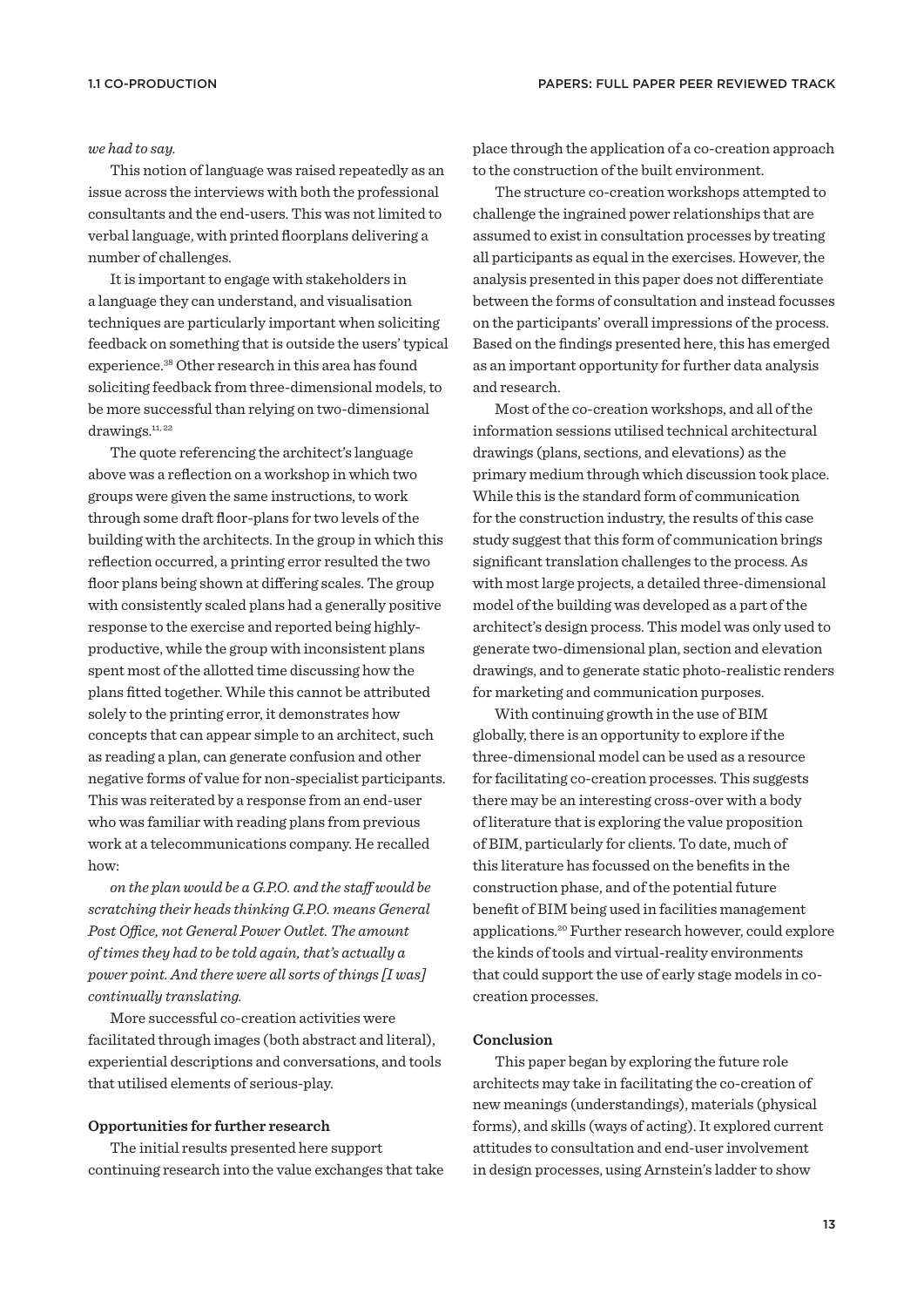*we had to say.*

This notion of language was raised repeatedly as an issue across the interviews with both the professional consultants and the end-users. This was not limited to verbal language, with printed floorplans delivering a number of challenges.

It is important to engage with stakeholders in a language they can understand, and visualisation techniques are particularly important when soliciting feedback on something that is outside the users' typical experience.[38] Other research in this area has found soliciting feedback from three-dimensional models, to be more successful than relying on two-dimensional drawings.[11, 22]

The quote referencing the architect's language above was a reflection on a workshop in which two groups were given the same instructions, to work through some draft floor-plans for two levels of the building with the architects. In the group in which this reflection occurred, a printing error resulted the two floor plans being shown at differing scales. The group with consistently scaled plans had a generally positive response to the exercise and reported being highly-productive, while the group with inconsistent plans spent most of the allotted time discussing how the plans fitted together. While this cannot be attributed solely to the printing error, it demonstrates how concepts that can appear simple to an architect, such as reading a plan, can generate confusion and other negative forms of value for non-specialist participants. This was reiterated by a response from an end-user who was familiar with reading plans from previous work at a telecommunications company. He recalled how:

*on the plan would be a G.P.O. and the staff would be scratching their heads thinking G.P.O. means General Post Office, not General Power Outlet. The amount of times they had to be told again, that's actually a power point. And there were all sorts of things [I was] continually translating.*

More successful co-creation activities were facilitated through images (both abstract and literal), experiential descriptions and conversations, and tools that utilised elements of serious-play.

### Opportunities for further research

The initial results presented here support continuing research into the value exchanges that take place through the application of a co-creation approach to the construction of the built environment.

The structure co-creation workshops attempted to challenge the ingrained power relationships that are assumed to exist in consultation processes by treating all participants as equal in the exercises. However, the analysis presented in this paper does not differentiate between the forms of consultation and instead focusses on the participants' overall impressions of the process. Based on the findings presented here, this has emerged as an important opportunity for further data analysis and research.

Most of the co-creation workshops, and all of the information sessions utilised technical architectural drawings (plans, sections, and elevations) as the primary medium through which discussion took place. While this is the standard form of communication for the construction industry, the results of this case study suggest that this form of communication brings significant translation challenges to the process. As with most large projects, a detailed three-dimensional model of the building was developed as a part of the architect's design process. This model was only used to generate two-dimensional plan, section and elevation drawings, and to generate static photo-realistic renders for marketing and communication purposes.

With continuing growth in the use of BIM globally, there is an opportunity to explore if the three-dimensional model can be used as a resource for facilitating co-creation processes. This suggests there may be an interesting cross-over with a body of literature that is exploring the value proposition of BIM, particularly for clients. To date, much of this literature has focussed on the benefits in the construction phase, and of the potential future benefit of BIM being used in facilities management applications.[20] Further research however, could explore the kinds of tools and virtual-reality environments that could support the use of early stage models in co-creation processes.

### Conclusion

This paper began by exploring the future role architects may take in facilitating the co-creation of new meanings (understandings), materials (physical forms), and skills (ways of acting). It explored current attitudes to consultation and end-user involvement in design processes, using Arnstein's ladder to show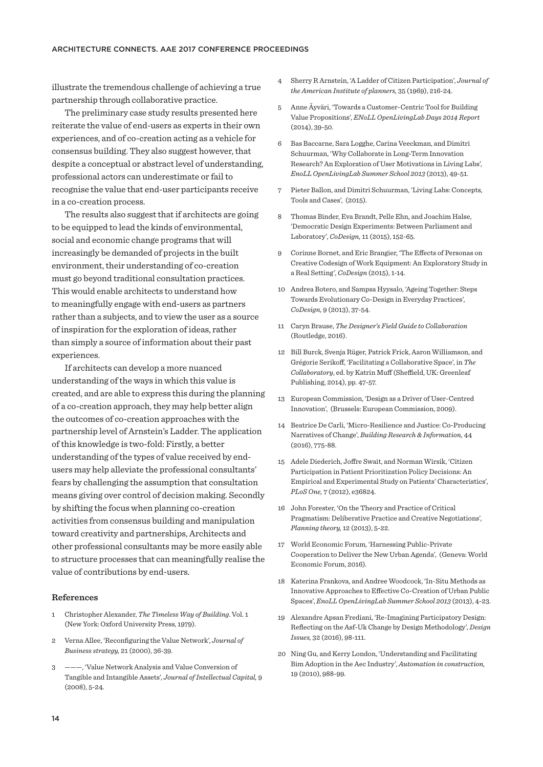illustrate the tremendous challenge of achieving a true partnership through collaborative practice.

The preliminary case study results presented here reiterate the value of end-users as experts in their own experiences, and of co-creation acting as a vehicle for consensus building. They also suggest however, that despite a conceptual or abstract level of understanding, professional actors can underestimate or fail to recognise the value that end-user participants receive in a co-creation process.

The results also suggest that if architects are going to be equipped to lead the kinds of environmental, social and economic change programs that will increasingly be demanded of projects in the built environment, their understanding of co-creation must go beyond traditional consultation practices. This would enable architects to understand how to meaningfully engage with end-users as partners rather than a subjects, and to view the user as a source of inspiration for the exploration of ideas, rather than simply a source of information about their past experiences.

If architects can develop a more nuanced understanding of the ways in which this value is created, and are able to express this during the planning of a co-creation approach, they may help better align the outcomes of co-creation approaches with the partnership level of Arnstein's Ladder. The application of this knowledge is two-fold: Firstly, a better understanding of the types of value received by end-users may help alleviate the professional consultants' fears by challenging the assumption that consultation means giving over control of decision making. Secondly by shifting the focus when planning co-creation activities from consensus building and manipulation toward creativity and partnerships, Architects and other professional consultants may be more easily able to structure processes that can meaningfully realise the value of contributions by end-users.

### References

1. Christopher Alexander, *The Timeless Way of Building*. Vol. 1 (New York: Oxford University Press, 1979).
2. Verna Allee, 'Reconfiguring the Value Network', *Journal of Business strategy,* 21 (2000), 36-39.
3. ———, 'Value Network Analysis and Value Conversion of Tangible and Intangible Assets', *Journal of Intellectual Capital,* 9 (2008), 5-24.
4. Sherry R Arnstein, 'A Ladder of Citizen Participation', *Journal of the American Institute of planners,* 35 (1969), 216-24.
5. Anne Äyväri, 'Towards a Customer-Centric Tool for Building Value Propositions', *ENoLL OpenLivingLab Days 2014 Report* (2014), 39-50.
6. Bas Baccarne, Sara Logghe, Carina Veeckman, and Dimitri Schuurman, 'Why Collaborate in Long-Term Innovation Research? An Exploration of User Motivations in Living Labs', *EnoLL OpenLivingLab Summer School 2013* (2013), 49-51.
7. Pieter Ballon, and Dimitri Schuurman, 'Living Labs: Concepts, Tools and Cases', (2015).
8. Thomas Binder, Eva Brandt, Pelle Ehn, and Joachim Halse, 'Democratic Design Experiments: Between Parliament and Laboratory', *CoDesign,* 11 (2015), 152-65.
9. Corinne Bornet, and Eric Brangier, 'The Effects of Personas on Creative Codesign of Work Equipment: An Exploratory Study in a Real Setting', *CoDesign* (2015), 1-14.
10. Andrea Botero, and Sampsa Hyysalo, 'Ageing Together: Steps Towards Evolutionary Co-Design in Everyday Practices', *CoDesign,* 9 (2013), 37-54.
11. Caryn Brause, *The Designer's Field Guide to Collaboration* (Routledge, 2016).
12. Bill Burck, Svenja Rüger, Patrick Frick, Aaron Williamson, and Grégorie Serikoff, 'Facilitating a Collaborative Space', in *The Collaboratory*, ed. by Katrin Muff (Sheffield, UK: Greenleaf Publishing, 2014), pp. 47-57.
13. European Commission, 'Design as a Driver of User-Centred Innovation', (Brussels: European Commission, 2009).
14. Beatrice De Carli, 'Micro-Resilience and Justice: Co-Producing Narratives of Change', *Building Research & Information,* 44 (2016), 775-88.
15. Adele Diederich, Joffre Swait, and Norman Wirsik, 'Citizen Participation in Patient Prioritization Policy Decisions: An Empirical and Experimental Study on Patients' Characteristics', *PLoS One,* 7 (2012), e36824.
16. John Forester, 'On the Theory and Practice of Critical Pragmatism: Deliberative Practice and Creative Negotiations', *Planning theory,* 12 (2013), 5-22.
17. World Economic Forum, 'Harnessing Public-Private Cooperation to Deliver the New Urban Agenda', (Geneva: World Economic Forum, 2016).
18. Katerina Frankova, and Andree Woodcock, 'In-Situ Methods as Innovative Approaches to Effective Co-Creation of Urban Public Spaces', *EnoLL OpenLivingLab Summer School 2013* (2013), 4-23.
19. Alexandre Apsan Frediani, 'Re-Imagining Participatory Design: Reflecting on the Asf-Uk Change by Design Methodology', *Design Issues,* 32 (2016), 98-111.
20. Ning Gu, and Kerry London, 'Understanding and Facilitating Bim Adoption in the Aec Industry', *Automation in construction,* 19 (2010), 988-99.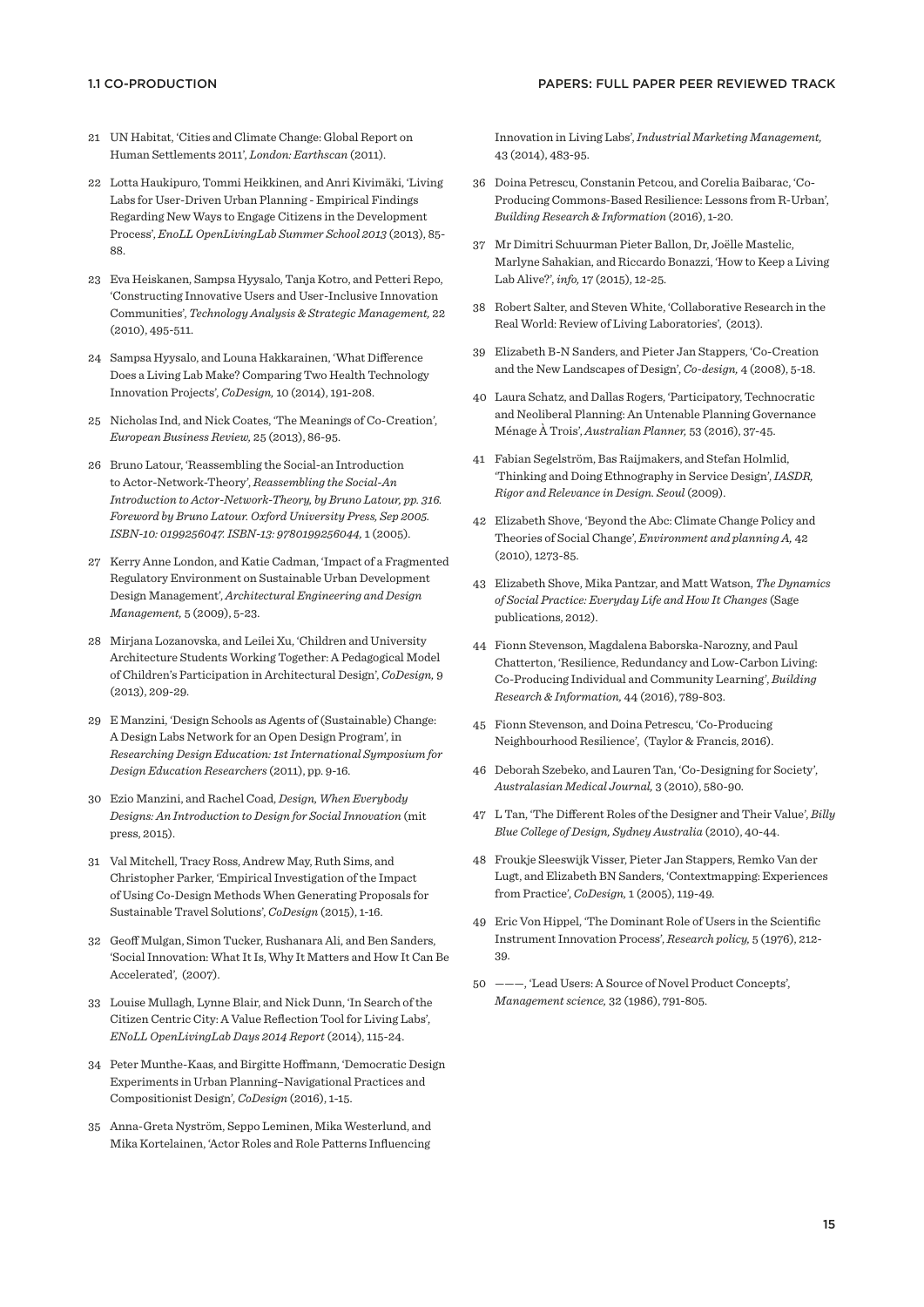21 UN Habitat, 'Cities and Climate Change: Global Report on Human Settlements 2011', *London: Earthscan* (2011).

22 Lotta Haukipuro, Tommi Heikkinen, and Anri Kivimäki, 'Living Labs for User-Driven Urban Planning - Empirical Findings Regarding New Ways to Engage Citizens in the Development Process', *EnoLL OpenLivingLab Summer School 2013* (2013), 85-88.

23 Eva Heiskanen, Sampsa Hyysalo, Tanja Kotro, and Petteri Repo, 'Constructing Innovative Users and User-Inclusive Innovation Communities', *Technology Analysis & Strategic Management,* 22 (2010), 495-511.

24 Sampsa Hyysalo, and Louna Hakkarainen, 'What Difference Does a Living Lab Make? Comparing Two Health Technology Innovation Projects', *CoDesign,* 10 (2014), 191-208.

25 Nicholas Ind, and Nick Coates, 'The Meanings of Co-Creation', *European Business Review,* 25 (2013), 86-95.

26 Bruno Latour, 'Reassembling the Social-an Introduction to Actor-Network-Theory', *Reassembling the Social-An Introduction to Actor-Network-Theory, by Bruno Latour, pp. 316. Foreword by Bruno Latour. Oxford University Press, Sep 2005. ISBN-10: 0199256047. ISBN-13: 9780199256044,* 1 (2005).

27 Kerry Anne London, and Katie Cadman, 'Impact of a Fragmented Regulatory Environment on Sustainable Urban Development Design Management', *Architectural Engineering and Design Management,* 5 (2009), 5-23.

28 Mirjana Lozanovska, and Leilei Xu, 'Children and University Architecture Students Working Together: A Pedagogical Model of Children's Participation in Architectural Design', *CoDesign,* 9 (2013), 209-29.

29 E Manzini, 'Design Schools as Agents of (Sustainable) Change: A Design Labs Network for an Open Design Program', in *Researching Design Education: 1st International Symposium for Design Education Researchers* (2011), pp. 9-16.

30 Ezio Manzini, and Rachel Coad, *Design, When Everybody Designs: An Introduction to Design for Social Innovation* (mit press, 2015).

31 Val Mitchell, Tracy Ross, Andrew May, Ruth Sims, and Christopher Parker, 'Empirical Investigation of the Impact of Using Co-Design Methods When Generating Proposals for Sustainable Travel Solutions', *CoDesign* (2015), 1-16.

32 Geoff Mulgan, Simon Tucker, Rushanara Ali, and Ben Sanders, 'Social Innovation: What It Is, Why It Matters and How It Can Be Accelerated', (2007).

33 Louise Mullagh, Lynne Blair, and Nick Dunn, 'In Search of the Citizen Centric City: A Value Reflection Tool for Living Labs', *ENoLL OpenLivingLab Days 2014 Report* (2014), 115-24.

34 Peter Munthe-Kaas, and Birgitte Hoffmann, 'Democratic Design Experiments in Urban Planning–Navigational Practices and Compositionist Design', *CoDesign* (2016), 1-15.

35 Anna-Greta Nyström, Seppo Leminen, Mika Westerlund, and Mika Kortelainen, 'Actor Roles and Role Patterns Influencing Innovation in Living Labs', *Industrial Marketing Management,* 43 (2014), 483-95.

36 Doina Petrescu, Constanin Petcou, and Corelia Baibarac, 'Co-Producing Commons-Based Resilience: Lessons from R-Urban', *Building Research & Information* (2016), 1-20.

37 Mr Dimitri Schuurman Pieter Ballon, Dr, Joëlle Mastelic, Marlyne Sahakian, and Riccardo Bonazzi, 'How to Keep a Living Lab Alive?', *info,* 17 (2015), 12-25.

38 Robert Salter, and Steven White, 'Collaborative Research in the Real World: Review of Living Laboratories', (2013).

39 Elizabeth B-N Sanders, and Pieter Jan Stappers, 'Co-Creation and the New Landscapes of Design', *Co-design,* 4 (2008), 5-18.

40 Laura Schatz, and Dallas Rogers, 'Participatory, Technocratic and Neoliberal Planning: An Untenable Planning Governance Ménage À Trois', *Australian Planner,* 53 (2016), 37-45.

41 Fabian Segelström, Bas Raijmakers, and Stefan Holmlid, 'Thinking and Doing Ethnography in Service Design', *IASDR, Rigor and Relevance in Design. Seoul* (2009).

42 Elizabeth Shove, 'Beyond the Abc: Climate Change Policy and Theories of Social Change', *Environment and planning A,* 42 (2010), 1273-85.

43 Elizabeth Shove, Mika Pantzar, and Matt Watson, *The Dynamics of Social Practice: Everyday Life and How It Changes* (Sage publications, 2012).

44 Fionn Stevenson, Magdalena Baborska-Narozny, and Paul Chatterton, 'Resilience, Redundancy and Low-Carbon Living: Co-Producing Individual and Community Learning', *Building Research & Information,* 44 (2016), 789-803.

45 Fionn Stevenson, and Doina Petrescu, 'Co-Producing Neighbourhood Resilience', (Taylor & Francis, 2016).

46 Deborah Szebeko, and Lauren Tan, 'Co-Designing for Society', *Australasian Medical Journal,* 3 (2010), 580-90.

47 L Tan, 'The Different Roles of the Designer and Their Value', *Billy Blue College of Design, Sydney Australia* (2010), 40-44.

48 Froukje Sleeswijk Visser, Pieter Jan Stappers, Remko Van der Lugt, and Elizabeth BN Sanders, 'Contextmapping: Experiences from Practice', *CoDesign,* 1 (2005), 119-49.

49 Eric Von Hippel, 'The Dominant Role of Users in the Scientific Instrument Innovation Process', *Research policy,* 5 (1976), 212-39.

50 ———, 'Lead Users: A Source of Novel Product Concepts', *Management science,* 32 (1986), 791-805.